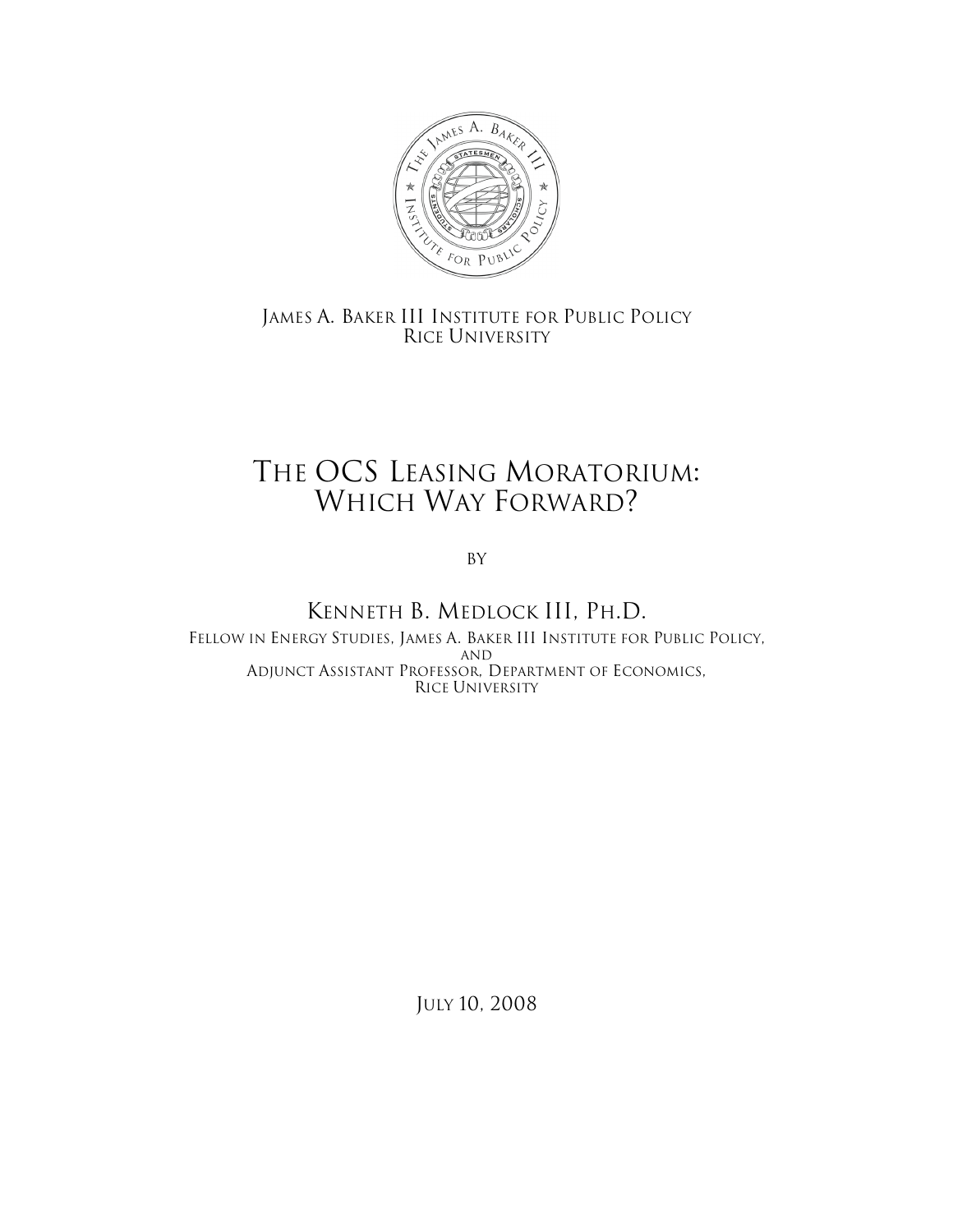James A. Baker III Institute for Public Policy
Rice University

# The OCS Leasing Moratorium: Which Way Forward?

by

## Kenneth B. Medlock III, Ph.D.

Fellow in Energy Studies, James A. Baker III Institute for Public Policy,
and
Adjunct Assistant Professor, Department of Economics,
Rice University

July 10, 2008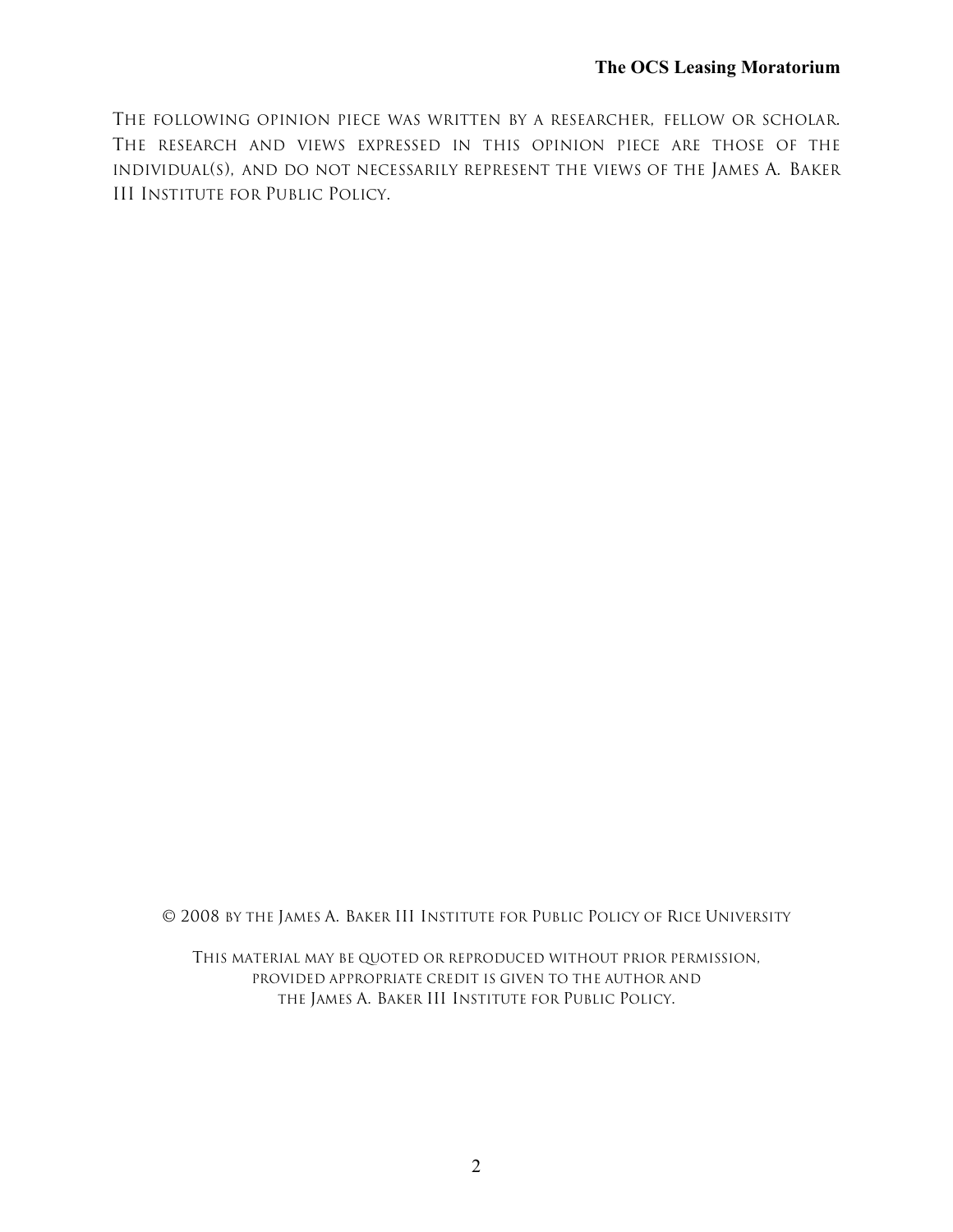The following opinion piece was written by a researcher, fellow or scholar. The research and views expressed in this opinion piece are those of the individual(s), and do not necessarily represent the views of the James A. Baker III Institute for Public Policy.

© 2008 by the James A. Baker III Institute for Public Policy of Rice University

This material may be quoted or reproduced without prior permission, provided appropriate credit is given to the author and the James A. Baker III Institute for Public Policy.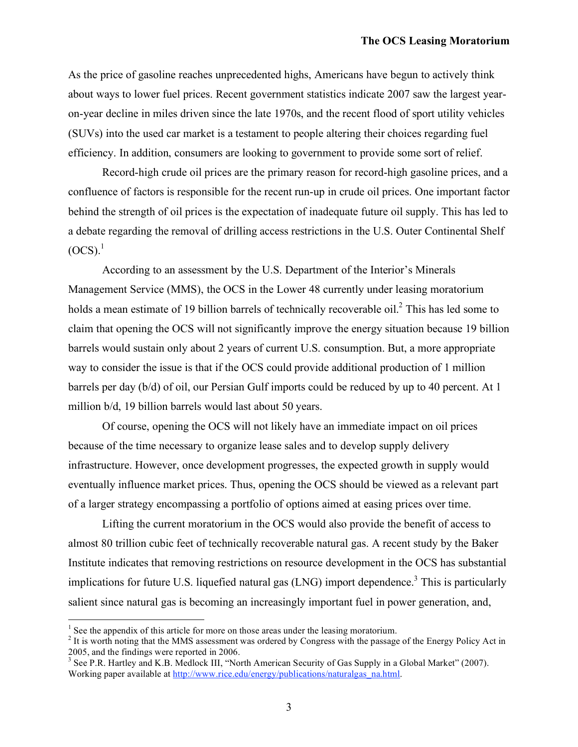As the price of gasoline reaches unprecedented highs, Americans have begun to actively think about ways to lower fuel prices. Recent government statistics indicate 2007 saw the largest year-on-year decline in miles driven since the late 1970s, and the recent flood of sport utility vehicles (SUVs) into the used car market is a testament to people altering their choices regarding fuel efficiency. In addition, consumers are looking to government to provide some sort of relief.

Record-high crude oil prices are the primary reason for record-high gasoline prices, and a confluence of factors is responsible for the recent run-up in crude oil prices. One important factor behind the strength of oil prices is the expectation of inadequate future oil supply. This has led to a debate regarding the removal of drilling access restrictions in the U.S. Outer Continental Shelf (OCS).[1]

According to an assessment by the U.S. Department of the Interior's Minerals Management Service (MMS), the OCS in the Lower 48 currently under leasing moratorium holds a mean estimate of 19 billion barrels of technically recoverable oil.[2] This has led some to claim that opening the OCS will not significantly improve the energy situation because 19 billion barrels would sustain only about 2 years of current U.S. consumption. But, a more appropriate way to consider the issue is that if the OCS could provide additional production of 1 million barrels per day (b/d) of oil, our Persian Gulf imports could be reduced by up to 40 percent. At 1 million b/d, 19 billion barrels would last about 50 years.

Of course, opening the OCS will not likely have an immediate impact on oil prices because of the time necessary to organize lease sales and to develop supply delivery infrastructure. However, once development progresses, the expected growth in supply would eventually influence market prices. Thus, opening the OCS should be viewed as a relevant part of a larger strategy encompassing a portfolio of options aimed at easing prices over time.

Lifting the current moratorium in the OCS would also provide the benefit of access to almost 80 trillion cubic feet of technically recoverable natural gas. A recent study by the Baker Institute indicates that removing restrictions on resource development in the OCS has substantial implications for future U.S. liquefied natural gas (LNG) import dependence.[3] This is particularly salient since natural gas is becoming an increasingly important fuel in power generation, and,

---

[1] See the appendix of this article for more on those areas under the leasing moratorium.

[2] It is worth noting that the MMS assessment was ordered by Congress with the passage of the Energy Policy Act in 2005, and the findings were reported in 2006.

[3] See P.R. Hartley and K.B. Medlock III, "North American Security of Gas Supply in a Global Market" (2007). Working paper available at http://www.rice.edu/energy/publications/naturalgas_na.html.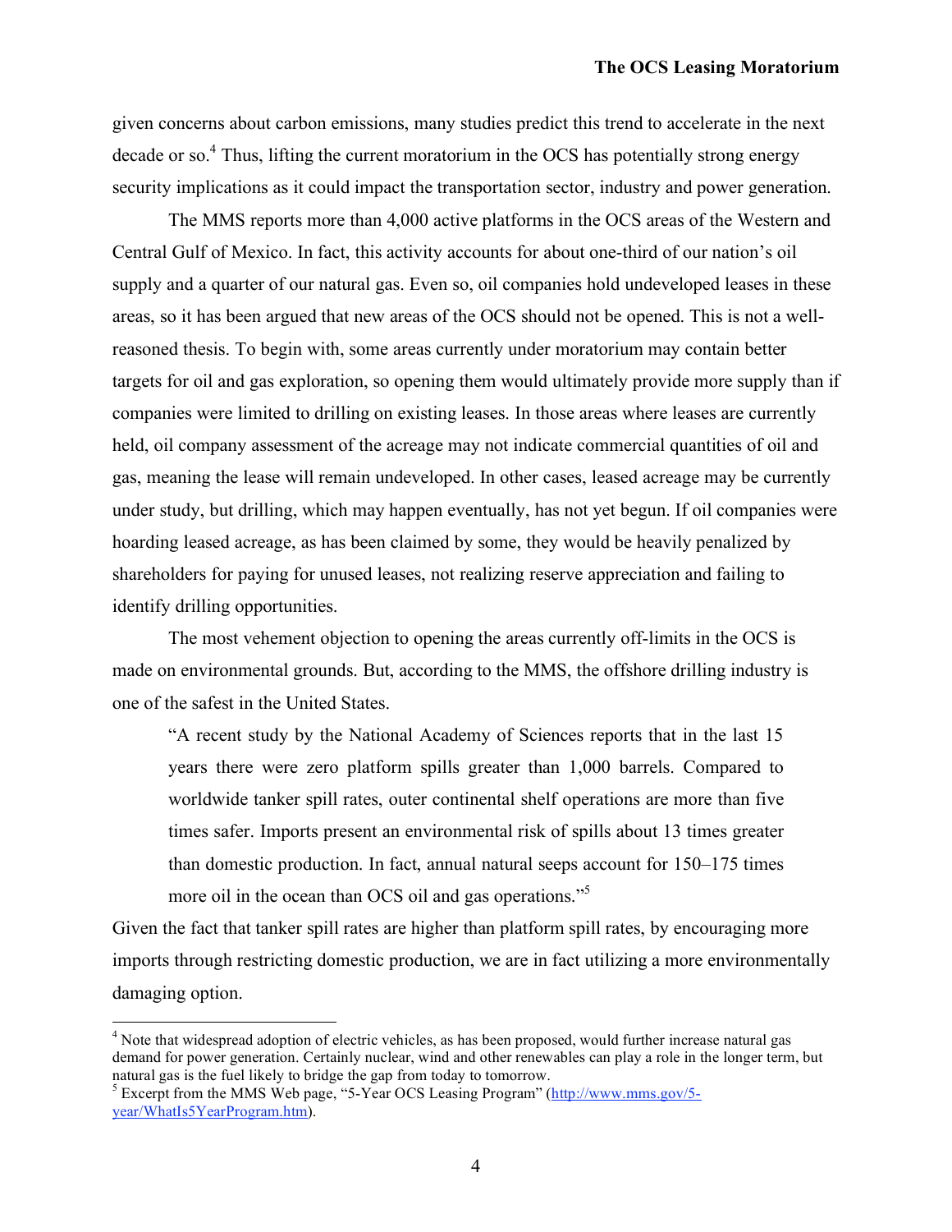given concerns about carbon emissions, many studies predict this trend to accelerate in the next decade or so.[4] Thus, lifting the current moratorium in the OCS has potentially strong energy security implications as it could impact the transportation sector, industry and power generation.

The MMS reports more than 4,000 active platforms in the OCS areas of the Western and Central Gulf of Mexico. In fact, this activity accounts for about one-third of our nation's oil supply and a quarter of our natural gas. Even so, oil companies hold undeveloped leases in these areas, so it has been argued that new areas of the OCS should not be opened. This is not a well-reasoned thesis. To begin with, some areas currently under moratorium may contain better targets for oil and gas exploration, so opening them would ultimately provide more supply than if companies were limited to drilling on existing leases. In those areas where leases are currently held, oil company assessment of the acreage may not indicate commercial quantities of oil and gas, meaning the lease will remain undeveloped. In other cases, leased acreage may be currently under study, but drilling, which may happen eventually, has not yet begun. If oil companies were hoarding leased acreage, as has been claimed by some, they would be heavily penalized by shareholders for paying for unused leases, not realizing reserve appreciation and failing to identify drilling opportunities.

The most vehement objection to opening the areas currently off-limits in the OCS is made on environmental grounds. But, according to the MMS, the offshore drilling industry is one of the safest in the United States.

> "A recent study by the National Academy of Sciences reports that in the last 15 years there were zero platform spills greater than 1,000 barrels. Compared to worldwide tanker spill rates, outer continental shelf operations are more than five times safer. Imports present an environmental risk of spills about 13 times greater than domestic production. In fact, annual natural seeps account for 150–175 times more oil in the ocean than OCS oil and gas operations."[5]

Given the fact that tanker spill rates are higher than platform spill rates, by encouraging more imports through restricting domestic production, we are in fact utilizing a more environmentally damaging option.

---

[4] Note that widespread adoption of electric vehicles, as has been proposed, would further increase natural gas demand for power generation. Certainly nuclear, wind and other renewables can play a role in the longer term, but natural gas is the fuel likely to bridge the gap from today to tomorrow.

[5] Excerpt from the MMS Web page, "5-Year OCS Leasing Program" (http://www.mms.gov/5-year/WhatIs5YearProgram.htm).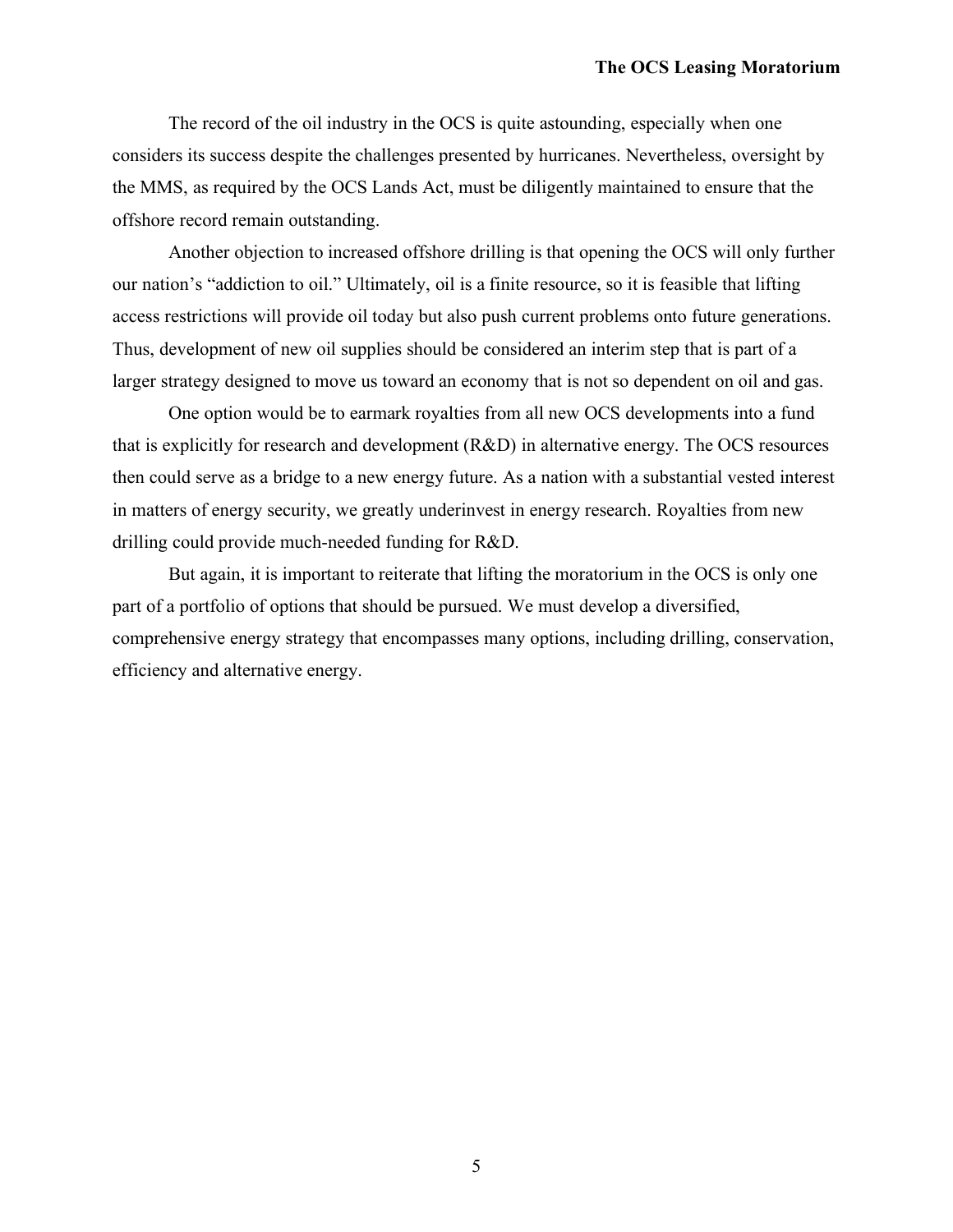The record of the oil industry in the OCS is quite astounding, especially when one considers its success despite the challenges presented by hurricanes. Nevertheless, oversight by the MMS, as required by the OCS Lands Act, must be diligently maintained to ensure that the offshore record remain outstanding.

Another objection to increased offshore drilling is that opening the OCS will only further our nation's "addiction to oil." Ultimately, oil is a finite resource, so it is feasible that lifting access restrictions will provide oil today but also push current problems onto future generations. Thus, development of new oil supplies should be considered an interim step that is part of a larger strategy designed to move us toward an economy that is not so dependent on oil and gas.

One option would be to earmark royalties from all new OCS developments into a fund that is explicitly for research and development (R&D) in alternative energy. The OCS resources then could serve as a bridge to a new energy future. As a nation with a substantial vested interest in matters of energy security, we greatly underinvest in energy research. Royalties from new drilling could provide much-needed funding for R&D.

But again, it is important to reiterate that lifting the moratorium in the OCS is only one part of a portfolio of options that should be pursued. We must develop a diversified, comprehensive energy strategy that encompasses many options, including drilling, conservation, efficiency and alternative energy.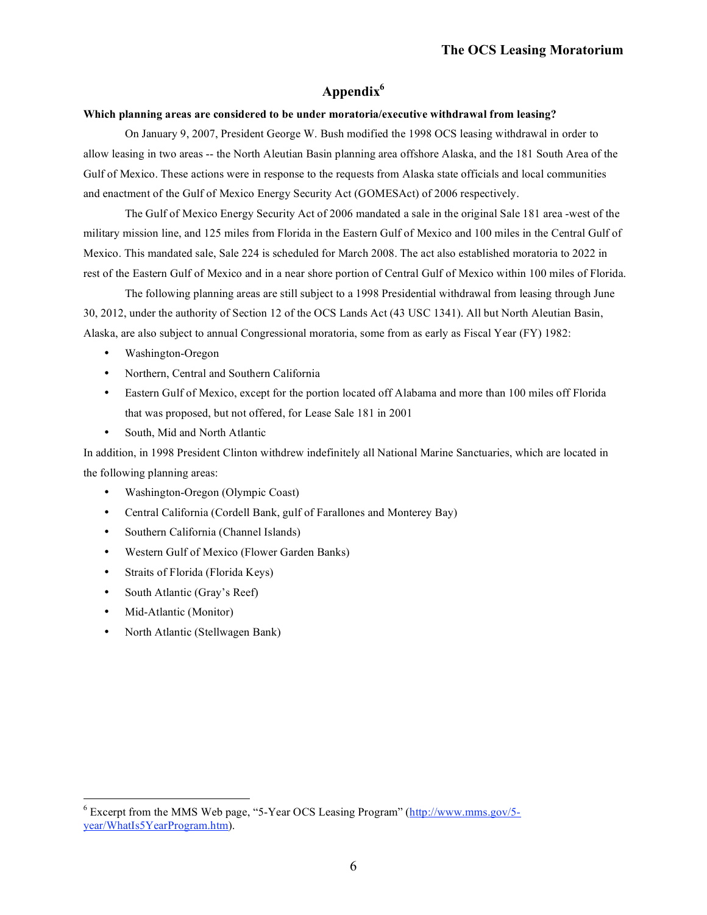## Appendix[6]

**Which planning areas are considered to be under moratoria/executive withdrawal from leasing?**

On January 9, 2007, President George W. Bush modified the 1998 OCS leasing withdrawal in order to allow leasing in two areas -- the North Aleutian Basin planning area offshore Alaska, and the 181 South Area of the Gulf of Mexico. These actions were in response to the requests from Alaska state officials and local communities and enactment of the Gulf of Mexico Energy Security Act (GOMESAct) of 2006 respectively.

The Gulf of Mexico Energy Security Act of 2006 mandated a sale in the original Sale 181 area -west of the military mission line, and 125 miles from Florida in the Eastern Gulf of Mexico and 100 miles in the Central Gulf of Mexico. This mandated sale, Sale 224 is scheduled for March 2008. The act also established moratoria to 2022 in rest of the Eastern Gulf of Mexico and in a near shore portion of Central Gulf of Mexico within 100 miles of Florida.

The following planning areas are still subject to a 1998 Presidential withdrawal from leasing through June 30, 2012, under the authority of Section 12 of the OCS Lands Act (43 USC 1341). All but North Aleutian Basin, Alaska, are also subject to annual Congressional moratoria, some from as early as Fiscal Year (FY) 1982:

- Washington-Oregon
- Northern, Central and Southern California
- Eastern Gulf of Mexico, except for the portion located off Alabama and more than 100 miles off Florida that was proposed, but not offered, for Lease Sale 181 in 2001
- South, Mid and North Atlantic

In addition, in 1998 President Clinton withdrew indefinitely all National Marine Sanctuaries, which are located in the following planning areas:

- Washington-Oregon (Olympic Coast)
- Central California (Cordell Bank, gulf of Farallones and Monterey Bay)
- Southern California (Channel Islands)
- Western Gulf of Mexico (Flower Garden Banks)
- Straits of Florida (Florida Keys)
- South Atlantic (Gray's Reef)
- Mid-Atlantic (Monitor)
- North Atlantic (Stellwagen Bank)

---

[6] Excerpt from the MMS Web page, "5-Year OCS Leasing Program" (http://www.mms.gov/5-year/WhatIs5YearProgram.htm).